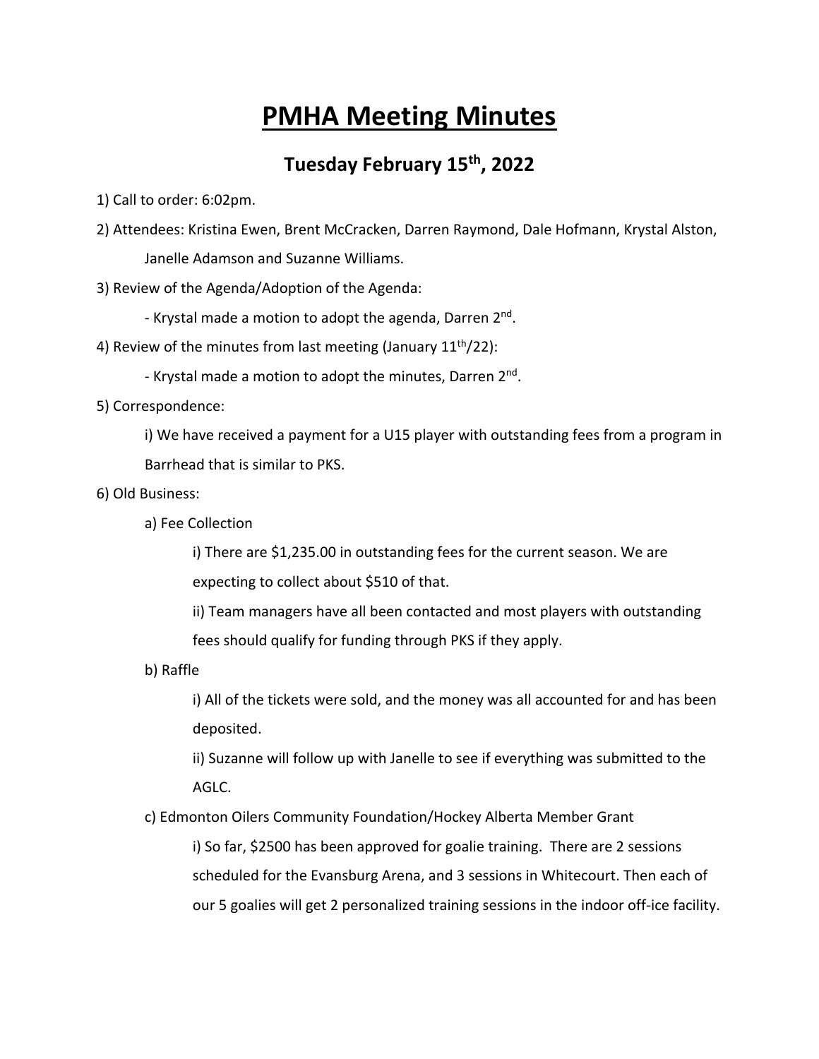# PMHA Meeting Minutes

## Tuesday February 15th, 2022

1) Call to order: 6:02pm.

2) Attendees: Kristina Ewen, Brent McCracken, Darren Raymond, Dale Hofmann, Krystal Alston, Janelle Adamson and Suzanne Williams.

3) Review of the Agenda/Adoption of the Agenda:

   - Krystal made a motion to adopt the agenda, Darren 2nd.

4) Review of the minutes from last meeting (January 11th/22):

   - Krystal made a motion to adopt the minutes, Darren 2nd.

5) Correspondence:

   i) We have received a payment for a U15 player with outstanding fees from a program in Barrhead that is similar to PKS.

6) Old Business:

   a) Fee Collection

      i) There are $1,235.00 in outstanding fees for the current season. We are expecting to collect about $510 of that.

      ii) Team managers have all been contacted and most players with outstanding fees should qualify for funding through PKS if they apply.

   b) Raffle

      i) All of the tickets were sold, and the money was all accounted for and has been deposited.

      ii) Suzanne will follow up with Janelle to see if everything was submitted to the AGLC.

   c) Edmonton Oilers Community Foundation/Hockey Alberta Member Grant

      i) So far, $2500 has been approved for goalie training. There are 2 sessions scheduled for the Evansburg Arena, and 3 sessions in Whitecourt. Then each of our 5 goalies will get 2 personalized training sessions in the indoor off-ice facility.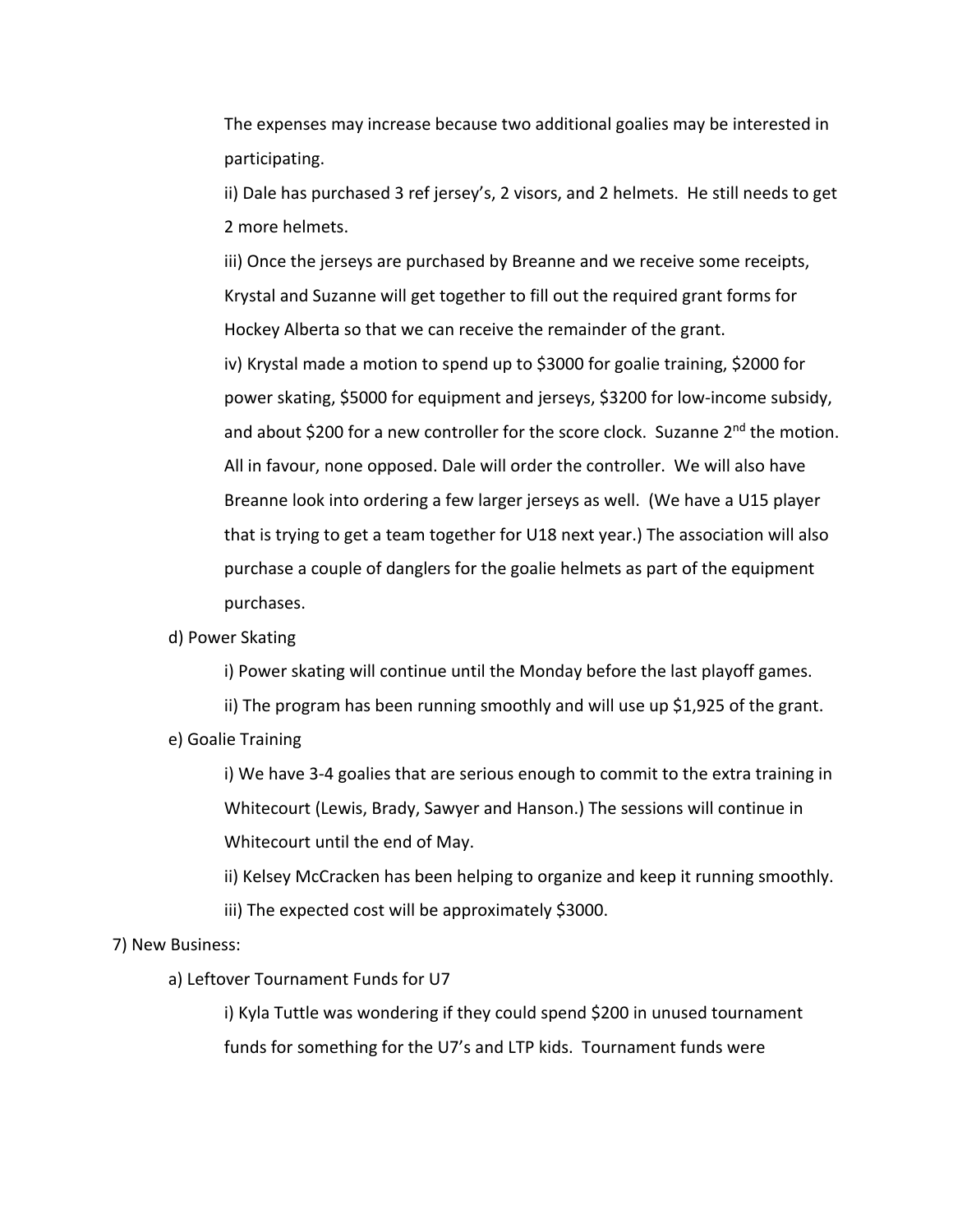The expenses may increase because two additional goalies may be interested in participating.

ii) Dale has purchased 3 ref jersey's, 2 visors, and 2 helmets. He still needs to get 2 more helmets.

iii) Once the jerseys are purchased by Breanne and we receive some receipts, Krystal and Suzanne will get together to fill out the required grant forms for Hockey Alberta so that we can receive the remainder of the grant.

iv) Krystal made a motion to spend up to $3000 for goalie training, $2000 for power skating, $5000 for equipment and jerseys, $3200 for low-income subsidy, and about $200 for a new controller for the score clock. Suzanne 2nd the motion. All in favour, none opposed. Dale will order the controller. We will also have Breanne look into ordering a few larger jerseys as well. (We have a U15 player that is trying to get a team together for U18 next year.) The association will also purchase a couple of danglers for the goalie helmets as part of the equipment purchases.

d) Power Skating

i) Power skating will continue until the Monday before the last playoff games.

ii) The program has been running smoothly and will use up $1,925 of the grant.

e) Goalie Training

i) We have 3-4 goalies that are serious enough to commit to the extra training in Whitecourt (Lewis, Brady, Sawyer and Hanson.) The sessions will continue in Whitecourt until the end of May.

ii) Kelsey McCracken has been helping to organize and keep it running smoothly.

iii) The expected cost will be approximately $3000.

7) New Business:

a) Leftover Tournament Funds for U7

i) Kyla Tuttle was wondering if they could spend $200 in unused tournament funds for something for the U7's and LTP kids. Tournament funds were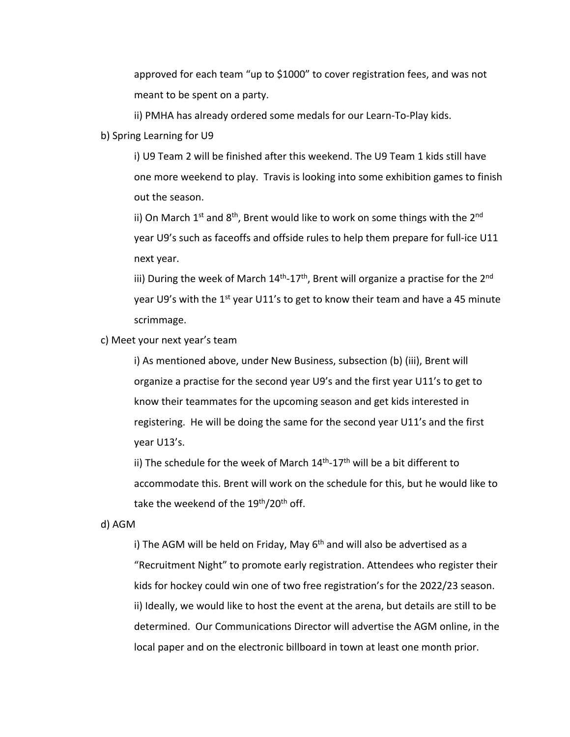approved for each team "up to $1000" to cover registration fees, and was not meant to be spent on a party.

ii) PMHA has already ordered some medals for our Learn-To-Play kids.

b) Spring Learning for U9

i) U9 Team 2 will be finished after this weekend. The U9 Team 1 kids still have one more weekend to play. Travis is looking into some exhibition games to finish out the season.

ii) On March 1st and 8th, Brent would like to work on some things with the 2nd year U9's such as faceoffs and offside rules to help them prepare for full-ice U11 next year.

iii) During the week of March 14th-17th, Brent will organize a practise for the 2nd year U9's with the 1st year U11's to get to know their team and have a 45 minute scrimmage.

c) Meet your next year's team

i) As mentioned above, under New Business, subsection (b) (iii), Brent will organize a practise for the second year U9's and the first year U11's to get to know their teammates for the upcoming season and get kids interested in registering. He will be doing the same for the second year U11's and the first year U13's.

ii) The schedule for the week of March 14th-17th will be a bit different to accommodate this. Brent will work on the schedule for this, but he would like to take the weekend of the 19th/20th off.

d) AGM

i) The AGM will be held on Friday, May 6th and will also be advertised as a "Recruitment Night" to promote early registration. Attendees who register their kids for hockey could win one of two free registration's for the 2022/23 season.

ii) Ideally, we would like to host the event at the arena, but details are still to be determined. Our Communications Director will advertise the AGM online, in the local paper and on the electronic billboard in town at least one month prior.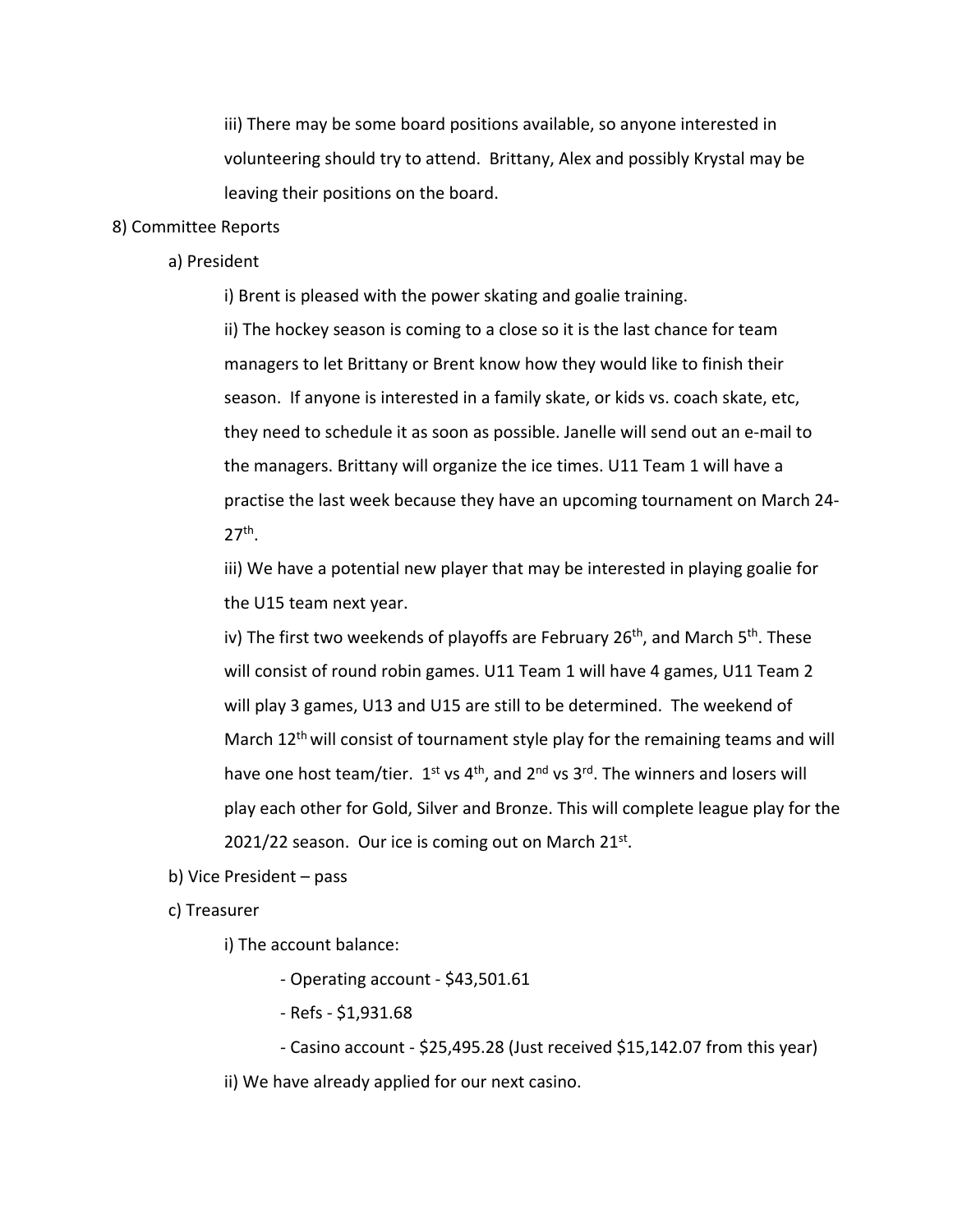iii) There may be some board positions available, so anyone interested in volunteering should try to attend. Brittany, Alex and possibly Krystal may be leaving their positions on the board.

8) Committee Reports

a) President

i) Brent is pleased with the power skating and goalie training.

ii) The hockey season is coming to a close so it is the last chance for team managers to let Brittany or Brent know how they would like to finish their season. If anyone is interested in a family skate, or kids vs. coach skate, etc, they need to schedule it as soon as possible. Janelle will send out an e-mail to the managers. Brittany will organize the ice times. U11 Team 1 will have a practise the last week because they have an upcoming tournament on March 24-27th.

iii) We have a potential new player that may be interested in playing goalie for the U15 team next year.

iv) The first two weekends of playoffs are February 26th, and March 5th. These will consist of round robin games. U11 Team 1 will have 4 games, U11 Team 2 will play 3 games, U13 and U15 are still to be determined. The weekend of March 12th will consist of tournament style play for the remaining teams and will have one host team/tier. 1st vs 4th, and 2nd vs 3rd. The winners and losers will play each other for Gold, Silver and Bronze. This will complete league play for the 2021/22 season. Our ice is coming out on March 21st.

b) Vice President – pass

c) Treasurer

i) The account balance:

- Operating account - $43,501.61
- Refs - $1,931.68
- Casino account - $25,495.28 (Just received $15,142.07 from this year)

ii) We have already applied for our next casino.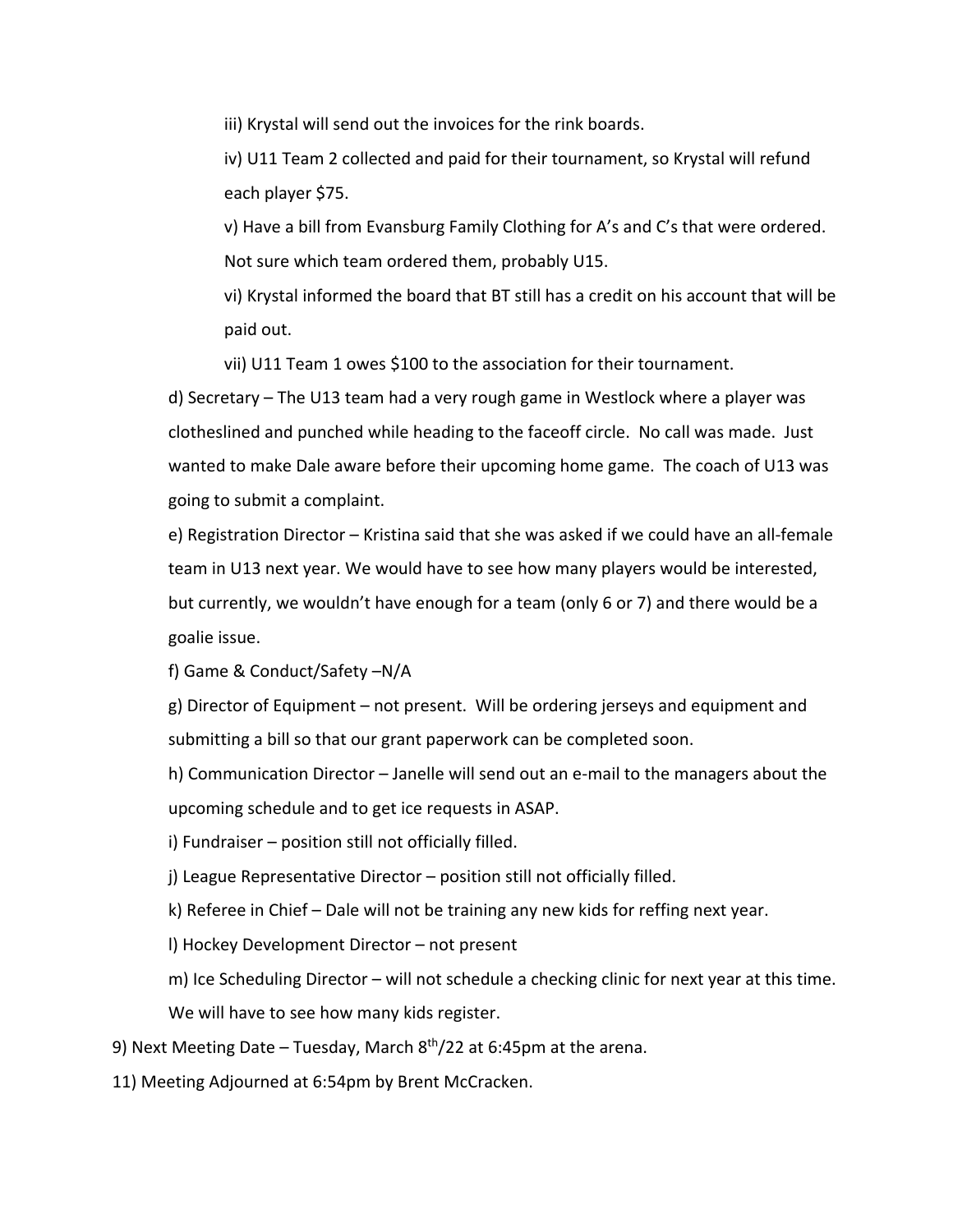iii) Krystal will send out the invoices for the rink boards.

iv) U11 Team 2 collected and paid for their tournament, so Krystal will refund each player $75.

v) Have a bill from Evansburg Family Clothing for A's and C's that were ordered. Not sure which team ordered them, probably U15.

vi) Krystal informed the board that BT still has a credit on his account that will be paid out.

vii) U11 Team 1 owes $100 to the association for their tournament.

d) Secretary – The U13 team had a very rough game in Westlock where a player was clotheslined and punched while heading to the faceoff circle. No call was made. Just wanted to make Dale aware before their upcoming home game. The coach of U13 was going to submit a complaint.

e) Registration Director – Kristina said that she was asked if we could have an all-female team in U13 next year. We would have to see how many players would be interested, but currently, we wouldn't have enough for a team (only 6 or 7) and there would be a goalie issue.

f) Game & Conduct/Safety –N/A

g) Director of Equipment – not present. Will be ordering jerseys and equipment and submitting a bill so that our grant paperwork can be completed soon.

h) Communication Director – Janelle will send out an e-mail to the managers about the upcoming schedule and to get ice requests in ASAP.

i) Fundraiser – position still not officially filled.

j) League Representative Director – position still not officially filled.

k) Referee in Chief – Dale will not be training any new kids for reffing next year.

l) Hockey Development Director – not present

m) Ice Scheduling Director – will not schedule a checking clinic for next year at this time. We will have to see how many kids register.

9) Next Meeting Date – Tuesday, March 8th/22 at 6:45pm at the arena.

11) Meeting Adjourned at 6:54pm by Brent McCracken.